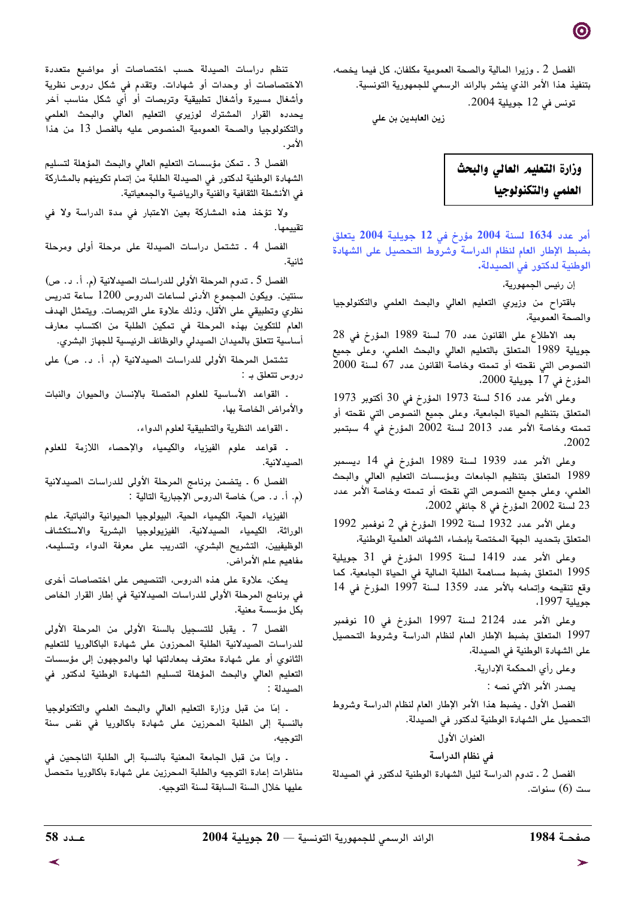الفصل 2 ـ وزيرا المالية والصحة العمومية مكلفان، كل فيما يخصه، بتنفيذ هذا الأمر الذي ينشر بالرائد الرسمي للجمهورية التونسية.

تونس في 12 جويلية 2004.

زين العابدين بن علي

## وزارة التعليم العالي والبحث العلمي والتكنولوجيا

### أمر عدد 1634 لسنة 2004 مؤرخ في 12 جويلية 2004 يتعلق بضبط الإطار العام لنظام الدراسة وشروط التحصيل على الشهادة الوطنية لدكتور في الصيدلة.

إن رئيس الجمهورية،

باقتراح من وزيري التعليم العالي والبحث العلمي والتكنولوجيا والصحة العمومية،

بعد الاطلاع على القانون عدد 70 لسنة 1989 المؤرخ في 28 جويلية 1989 المتعلق بالتعليم العالي والبحث العلمي، وعلى جميع النصوص التي نقحته أو تممته وخاصة القانون عدد 67 لسنة 2000 المؤرخ في 17 جويلية 2000،

وعلى الأمر عدد 516 لسنة 1973 المؤرخ في 30 أكتوبر 1973 المتعلق بتنظيم الحياة الجامعية، وعلى جميع النصوص التي نقحته أو تممته وخاصة الأمر عدد 2013 لسنة 2002 المؤرخ في 4 سبتمبر 2002،

وعلى الأمر عدد 1939 لسنة 1989 المؤرخ في 14 ديسمبر 1989 المتعلق بتنظيم الجامعات ومؤسسات التعليم العالي والبحث العلمي، وعلى جميع النصوص التي نقحته أو تممته وخاصة الأمر عدد 23 لسنة 2002 المؤرخ في 8 جانفي 2002،

وعلى الأمر عدد 1932 لسنة 1992 المؤرخ في 2 نوفمبر 1992 المتعلق بتحديد الجهة المختصة بإمضاء الشهائد العلمية الوطنية،

وعلى الأمر عدد 1419 لسنة 1995 المؤرخ في 31 جويلية 1995 المتعلق بضبط مساهمة الطلبة المالية في الحياة الجامعية، كما وقع تنقيحه وإتمامه بالأمر عدد 1359 لسنة 1997 المؤرخ في 14 جويلية 1997،

وعلى الأمر عدد 2124 لسنة 1997 المؤرخ في 10 نوفمبر 1997 المتعلق بضبط الإطار العام لنظام الدراسة وشروط التحصيل على الشهادة الوطنية في الصيدلة،

وعلى رأي المحكمة الإدارية.

يصدر الأمر الآتي نصه :

الفصل الأول ـ يضبط هذا الأمر الإطار العام لنظام الدراسة وشروط التحصيل على الشهادة الوطنية لدكتور في الصيدلة.

العنوان الأول

في نظام الدراسة

الفصل 2 ـ تدوم الدراسة لنيل الشهادة الوطنية لدكتور في الصيدلة ست (6) سنوات.

تنظم دراسات الصيدلة حسب اختصاصات أو مواضيع متعددة الاختصاصات أو وحدات أو شهادات. وتقدم في شكل دروس نظرية وأشغال مسيرة وأشغال تطبيقية وتربصات أو أي شكل مناسب آخر يحدده القرار المشترك لوزيري التعليم العالي والبحث العلمي والتكنولوجيا والصحة العمومية المنصوص عليه بالفصل 13 من هذا الأمر.

الفصل 3 ـ تمكن مؤسسات التعليم العالي والبحث المؤهلة لتسليم الشهادة الوطنية لدكتور في الصيدلة الطلبة من إتمام تكوينهم بالمشاركة في الأنشطة الثقافية والفنية والرياضية والجمعياتية.

ولا تؤخذ هذه المشاركة بعين الاعتبار في مدة الدراسة ولا في تقييمها.

الفصل 4 ـ تشتمل دراسات الصيدلة على مرحلة أولى ومرحلة ثانية.

الفصل 5 ـ تدوم المرحلة الأولى للدراسات الصيدلانية (م. أ. د. ص) سنتين. ويكون المجموع الأدنى لساعات الدروس 1200 ساعة تدريس نظري وتطبيقي على الأقل، وذلك علاوة على التربصات. ويتمثل الهدف العام للتكوين بهذه المرحلة في تمكين الطلبة من اكتساب معارف أساسية تتعلق بالميدان الصيدلي والوظائف الرئيسية للجهاز البشري.

تشتمل المرحلة الأولى للدراسات الصيدلانية (م. أ. د. ص) على دروس تتعلق بـ :

- القواعد الأساسية للعلوم المتصلة بالإنسان والحيوان والنبات والأمراض الخاصة بها،
- القواعد النظرية والتطبيقية لعلوم الدواء،
- قواعد علوم الفيزياء والكيمياء والإحصاء اللازمة للعلوم الصيدلانية.

الفصل 6 ـ يتضمن برنامج المرحلة الأولى للدراسات الصيدلانية (م. أ. د. ص) خاصة الدروس الإجبارية التالية :

الفيزياء الحية، الكيمياء الحية، البيولوجيا الحيوانية والنباتية، علم الوراثة، الكيمياء الصيدلانية، الفيزيولوجيا البشرية والاستكشاف الوظيفيين، التشريح البشري، التدريب على معرفة الدواء وتسليمه، مفاهيم علم الأمراض.

يمكن، علاوة على هذه الدروس، التنصيص على اختصاصات أخرى في برنامج المرحلة الأولى للدراسات الصيدلانية في إطار القرار الخاص بكل مؤسسة معنية.

الفصل 7 ـ يقبل للتسجيل بالسنة الأولى من المرحلة الأولى للدراسات الصيدلانية الطلبة المحرزون على شهادة الباكالوريا للتعليم الثانوي أو على شهادة معترف بمعادلتها لها والموجهون إلى مؤسسات التعليم العالي والبحث المؤهلة لتسليم الشهادة الوطنية لدكتور في الصيدلة :

- إمّا من قبل وزارة التعليم العالي والبحث العلمي والتكنولوجيا بالنسبة إلى الطلبة المحرزين على شهادة باكالوريا في نفس سنة التوجيه،
- وإمّا من قبل الجامعة المعنية بالنسبة إلى الطلبة الناجحين في مناظرات إعادة التوجيه والطلبة المحرزين على شهادة باكالوريا متحصل عليها خلال السنة السابقة لسنة التوجيه.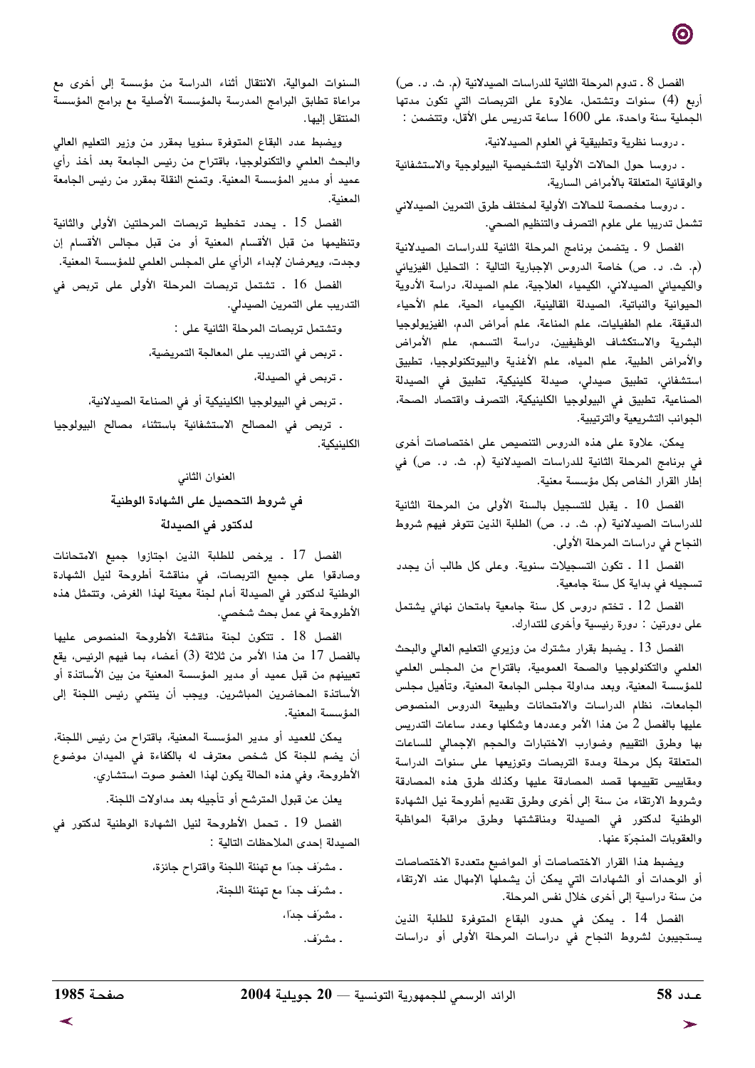الفصل 8 ـ تدوم المرحلة الثانية للدراسات الصيدلانية (م. ث. د. ص) أربع (4) سنوات وتشتمل، علاوة على التربصات التي تكون مدتها الجملية سنة واحدة، على 1600 ساعة تدريس على الأقل، وتتضمن :

- دروسا نظرية وتطبيقية في العلوم الصيدلانية،
- دروسا حول الحالات الأولية التشخيصية البيولوجية والاستشفائية والوقائية المتعلقة بالأمراض السارية،
- دروسا مخصصة للحالات الأولية لمختلف طرق التمرين الصيدلاني تشمل تدريبا على علوم التصرف والتنظيم الصحي.

الفصل 9 ـ يتضمن برنامج المرحلة الثانية للدراسات الصيدلانية (م. ث. د. ص) خاصة الدروس الإجبارية التالية : التحليل الفيزيائي والكيميائي الصيدلاني، الكيمياء العلاجية، علم الصيدلة، دراسة الأدوية الحيوانية والنباتية، الصيدلة القالينية، الكيمياء الحية، علم الأحياء الدقيقة، علم الطفيليات، علم المناعة، علم أمراض الدم، الفيزيولوجيا البشرية والاستكشاف الوظيفيين، دراسة التسمم، علم الأمراض والأمراض الطبية، علم المياه، علم الأغذية والبيوتكنولوجيا، تطبيق استشفائي، تطبيق صيدلي، صيدلة كلينيكية، تطبيق في الصيدلة الصناعية، تطبيق في البيولوجيا الكلينيكية، التصرف واقتصاد الصحة، الجوانب التشريعية والترتيبية.

يمكن، علاوة على هذه الدروس التنصيص على اختصاصات أخرى في برنامج المرحلة الثانية للدراسات الصيدلانية (م. ث. د. ص) في إطار القرار الخاص بكل مؤسسة معنية.

الفصل 10 ـ يقبل للتسجيل بالسنة الأولى من المرحلة الثانية للدراسات الصيدلانية (م. ث. د. ص) الطلبة الذين تتوفر فيهم شروط النجاح في دراسات المرحلة الأولى.

الفصل 11 ـ تكون التسجيلات سنوية. وعلى كل طالب أن يجدد تسجيله في بداية كل سنة جامعية.

الفصل 12 ـ تختم دروس كل سنة جامعية بامتحان نهائي يشتمل على دورتين : دورة رئيسية وأخرى للتدارك.

الفصل 13 ـ يضبط بقرار مشترك من وزيري التعليم العالي والبحث العلمي والتكنولوجيا والصحة العمومية، باقتراح من المجلس العلمي للمؤسسة المعنية، وبعد مداولة مجلس الجامعة المعنية، وتأهيل مجلس الجامعات، نظام الدراسات والامتحانات وطبيعة الدروس المنصوص عليها بالفصل 2 من هذا الأمر وعددها وشكلها وعدد ساعات التدريس بها وطرق التقييم وضوارب الاختبارات والحجم الإجمالي للساعات المتعلقة بكل مرحلة ومدة التربصات وتوزيعها على سنوات الدراسة ومقاييس تقييمها قصد المصادقة عليها وكذلك طرق هذه المصادقة وشروط الارتقاء من سنة إلى أخرى وطرق تقديم أطروحة نيل الشهادة الوطنية لدكتور في الصيدلة ومناقشتها وطرق مراقبة المواظبة والعقوبات المنجرّة عنها.

ويضبط هذا القرار الاختصاصات أو المواضيع متعددة الاختصاصات أو الوحدات أو الشهادات التي يمكن أن يشملها الإمهال عند الارتقاء من سنة دراسية إلى أخرى خلال نفس المرحلة.

الفصل 14 ـ يمكن في حدود البقاع المتوفرة للطلبة الذين يستجيبون لشروط النجاح في دراسات المرحلة الأولى أو دراسات السنوات الموالية، الانتقال أثناء الدراسة من مؤسسة إلى أخرى مع مراعاة تطابق البرامج المدرسة بالمؤسسة الأصلية مع برامج المؤسسة المنتقل إليها.

ويضبط عدد البقاع المتوفرة سنويا بمقرر من وزير التعليم العالي والبحث العلمي والتكنولوجيا، باقتراح من رئيس الجامعة بعد أخذ رأي عميد أو مدير المؤسسة المعنية. وتمنح النقلة بمقرر من رئيس الجامعة المعنية.

الفصل 15 ـ يحدد تخطيط تربصات المرحلتين الأولى والثانية وتنظيمها من قبل الأقسام المعنية أو من قبل مجالس الأقسام إن وجدت، ويعرضان لإبداء الرأي على المجلس العلمي للمؤسسة المعنية.

الفصل 16 ـ تشتمل تربصات المرحلة الأولى على تربص في التدريب على التمرين الصيدلي.

وتشتمل تربصات المرحلة الثانية على :

- تربص في التدريب على المعالجة التمريضية،
- تربص في الصيدلة،
- تربص في البيولوجيا الكلينيكية أو في الصناعة الصيدلانية،
- تربص في المصالح الاستشفائية باستثناء مصالح البيولوجيا الكلينيكية.

## العنوان الثاني

## في شروط التحصيل على الشهادة الوطنية لدكتور في الصيدلة

الفصل 17 ـ يرخص للطلبة الذين اجتازوا جميع الامتحانات وصادقوا على جميع التربصات، في مناقشة أطروحة لنيل الشهادة الوطنية لدكتور في الصيدلة أمام لجنة معينة لهذا الغرض، وتتمثل هذه الأطروحة في عمل بحث شخصي.

الفصل 18 ـ تتكون لجنة مناقشة الأطروحة المنصوص عليها بالفصل 17 من هذا الأمر من ثلاثة (3) أعضاء بما فيهم الرئيس، يقع تعيينهم من قبل عميد أو مدير المؤسسة المعنية من بين الأساتذة أو الأساتذة المحاضرين المباشرين. ويجب أن ينتمي رئيس اللجنة إلى المؤسسة المعنية.

يمكن للعميد أو مدير المؤسسة المعنية، باقتراح من رئيس اللجنة، أن يضم للجنة كل شخص معترف له بالكفاءة في الميدان موضوع الأطروحة، وفي هذه الحالة يكون لهذا العضو صوت استشاري.

يعلن عن قبول المترشح أو تأجيله بعد مداولات اللجنة.

الفصل 19 ـ تحمل الأطروحة لنيل الشهادة الوطنية لدكتور في الصيدلة إحدى الملاحظات التالية :

- مشرّف جدًا مع تهنئة اللجنة واقتراح جائزة،
- مشرّف جدًا مع تهنئة اللجنة،
- مشرّف جدًا،
- مشرّف.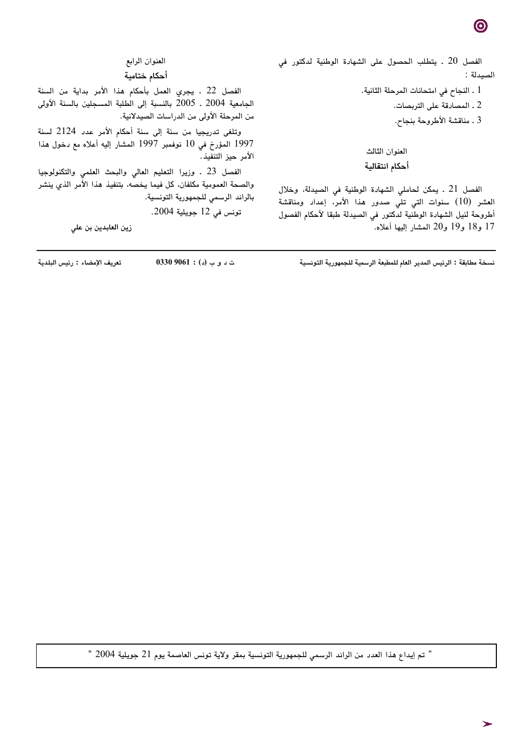الفصل 20 . يتطلب الحصول على الشهادة الوطنية لدكتور في الصيدلة :

1 . النجاح في امتحانات المرحلة الثانية.

2 . المصادقة على التربصات.

3 . مناقشة الأطروحة بنجاح.

العنوان الثالث

**أحكام انتقالية**

الفصل 21 . يمكن لحاملي الشهادة الوطنية في الصيدلة، وخلال العشر (10) سنوات التي تلي صدور هذا الأمر، إعداد ومناقشة أطروحة لنيل الشهادة الوطنية لدكتور في الصيدلة طبقا لأحكام الفصول 17 و18 و19 و20 المشار إليها أعلاه.

العنوان الرابع

**أحكام ختامية**

الفصل 22 . يجري العمل بأحكام هذا الأمر بداية من السنة الجامعية 2004 . 2005 بالنسبة إلى الطلبة المسجلين بالسنة الأولى من المرحلة الأولى من الدراسات الصيدلانية.

وتلغى تدريجيا من سنة إلى سنة أحكام الأمر عدد 2124 لسنة 1997 المؤرخ في 10 نوفمبر 1997 المشار إليه أعلاه مع دخول هذا الأمر حيز التنفيذ.

الفصل 23 . وزيرا التعليم العالي والبحث العلمي والتكنولوجيا والصحة العمومية مكلفان، كل فيما يخصه، بتنفيذ هذا الأمر الذي ينشر بالرائد الرسمي للجمهورية التونسية.

تونس في 12 جويلية 2004.

**زين العابدين بن علي**

---

**نسخة مطابقة : الرئيس المدير العام للمطبعة الرسمية للجمهورية التونسية** ت د و ب (د) : **0330 9061** تعريف الإمضاء : رئيس البلدية

" تم إيداع هذا العدد من الرائد الرسمي للجمهورية التونسية بمقر ولاية تونس العاصمة يوم 21 جويلية 2004 "